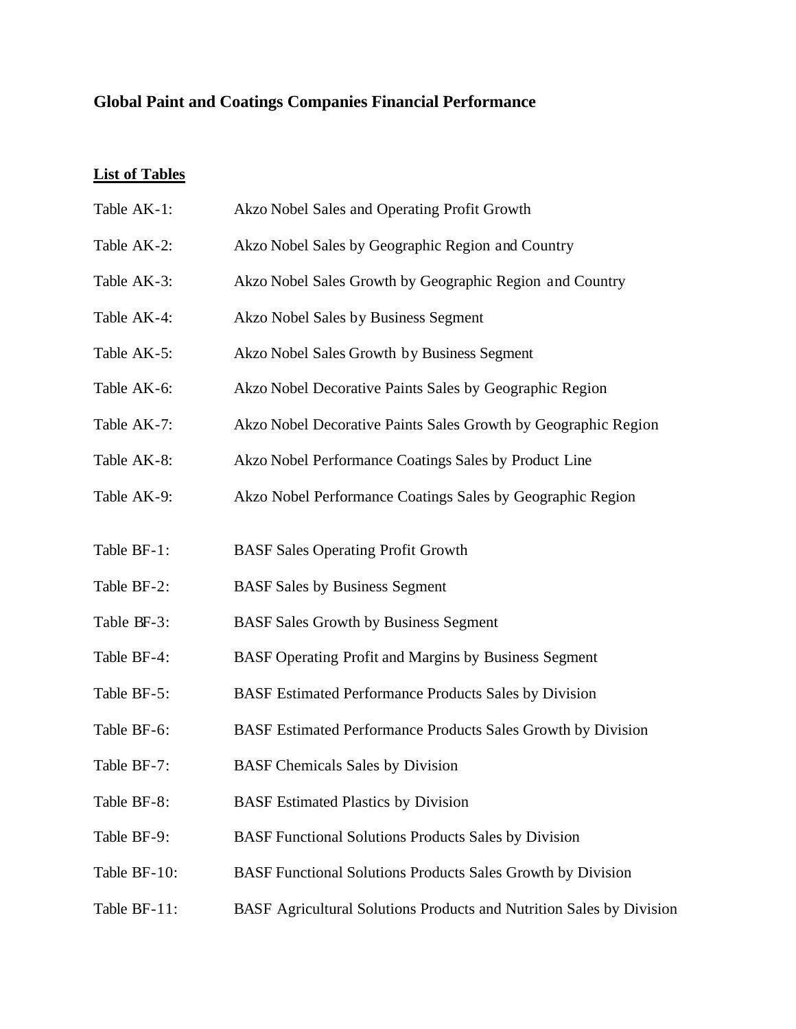# Global Paint and Coatings Companies Financial Performance

## List of Tables

| | |
|---|---|
| Table AK-1: | Akzo Nobel Sales and Operating Profit Growth |
| Table AK-2: | Akzo Nobel Sales by Geographic Region and Country |
| Table AK-3: | Akzo Nobel Sales Growth by Geographic Region and Country |
| Table AK-4: | Akzo Nobel Sales by Business Segment |
| Table AK-5: | Akzo Nobel Sales Growth by Business Segment |
| Table AK-6: | Akzo Nobel Decorative Paints Sales by Geographic Region |
| Table AK-7: | Akzo Nobel Decorative Paints Sales Growth by Geographic Region |
| Table AK-8: | Akzo Nobel Performance Coatings Sales by Product Line |
| Table AK-9: | Akzo Nobel Performance Coatings Sales by Geographic Region |
| Table BF-1: | BASF Sales Operating Profit Growth |
| Table BF-2: | BASF Sales by Business Segment |
| Table BF-3: | BASF Sales Growth by Business Segment |
| Table BF-4: | BASF Operating Profit and Margins by Business Segment |
| Table BF-5: | BASF Estimated Performance Products Sales by Division |
| Table BF-6: | BASF Estimated Performance Products Sales Growth by Division |
| Table BF-7: | BASF Chemicals Sales by Division |
| Table BF-8: | BASF Estimated Plastics by Division |
| Table BF-9: | BASF Functional Solutions Products Sales by Division |
| Table BF-10: | BASF Functional Solutions Products Sales Growth by Division |
| Table BF-11: | BASF Agricultural Solutions Products and Nutrition Sales by Division |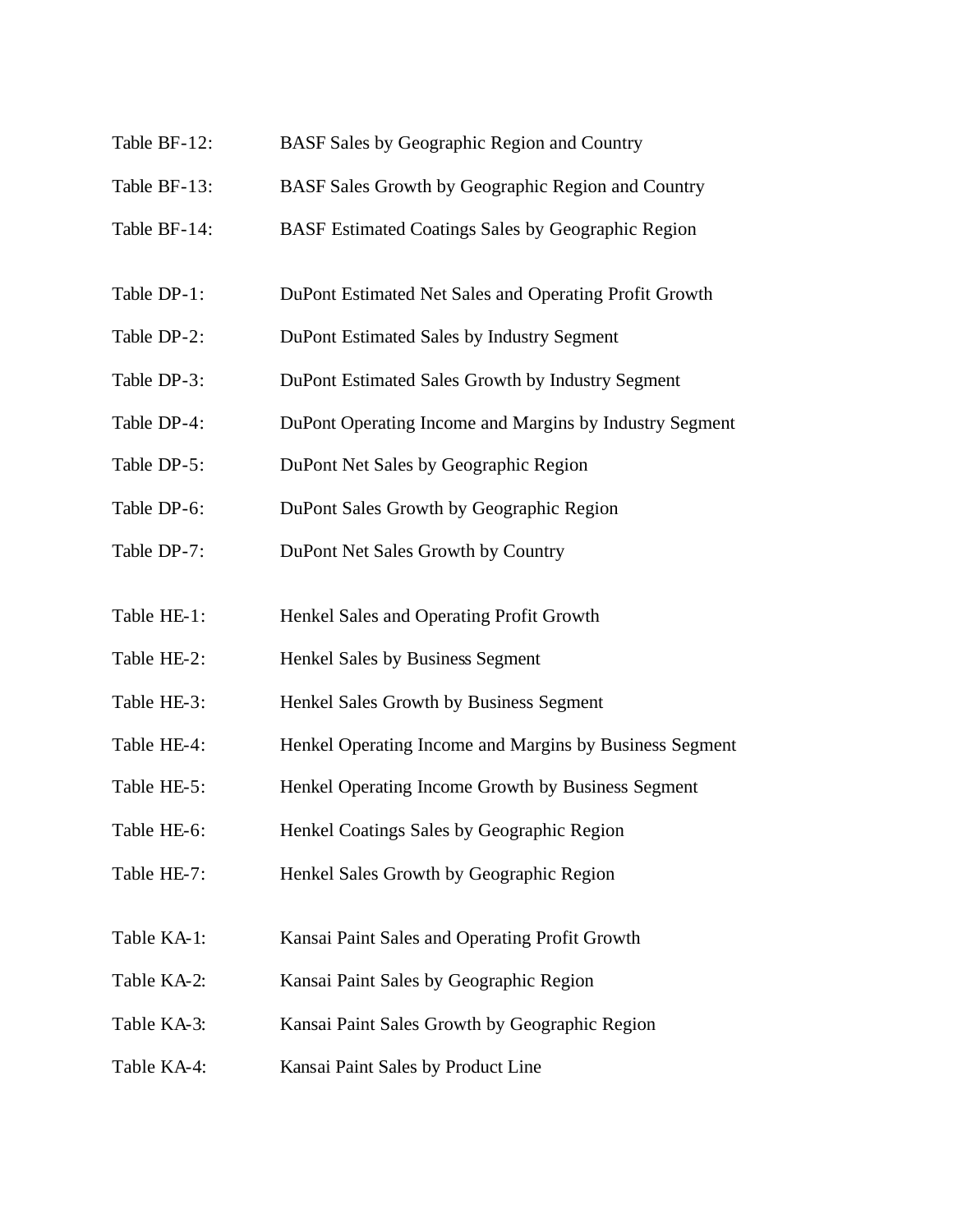Table BF-12: BASF Sales by Geographic Region and Country

Table BF-13: BASF Sales Growth by Geographic Region and Country

Table BF-14: BASF Estimated Coatings Sales by Geographic Region

Table DP-1: DuPont Estimated Net Sales and Operating Profit Growth

Table DP-2: DuPont Estimated Sales by Industry Segment

Table DP-3: DuPont Estimated Sales Growth by Industry Segment

Table DP-4: DuPont Operating Income and Margins by Industry Segment

Table DP-5: DuPont Net Sales by Geographic Region

Table DP-6: DuPont Sales Growth by Geographic Region

Table DP-7: DuPont Net Sales Growth by Country

Table HE-1: Henkel Sales and Operating Profit Growth

Table HE-2: Henkel Sales by Business Segment

Table HE-3: Henkel Sales Growth by Business Segment

Table HE-4: Henkel Operating Income and Margins by Business Segment

Table HE-5: Henkel Operating Income Growth by Business Segment

Table HE-6: Henkel Coatings Sales by Geographic Region

Table HE-7: Henkel Sales Growth by Geographic Region

Table KA-1: Kansai Paint Sales and Operating Profit Growth

Table KA-2: Kansai Paint Sales by Geographic Region

Table KA-3: Kansai Paint Sales Growth by Geographic Region

Table KA-4: Kansai Paint Sales by Product Line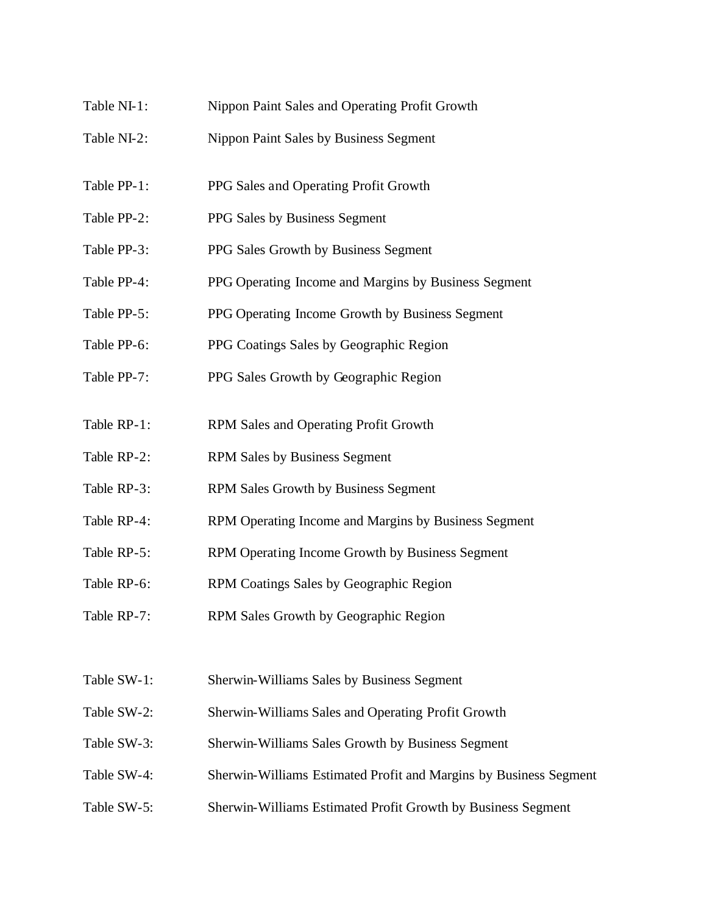Table NI-1: Nippon Paint Sales and Operating Profit Growth

Table NI-2: Nippon Paint Sales by Business Segment

Table PP-1: PPG Sales and Operating Profit Growth

Table PP-2: PPG Sales by Business Segment

Table PP-3: PPG Sales Growth by Business Segment

Table PP-4: PPG Operating Income and Margins by Business Segment

Table PP-5: PPG Operating Income Growth by Business Segment

Table PP-6: PPG Coatings Sales by Geographic Region

Table PP-7: PPG Sales Growth by Geographic Region

Table RP-1: RPM Sales and Operating Profit Growth

Table RP-2: RPM Sales by Business Segment

Table RP-3: RPM Sales Growth by Business Segment

Table RP-4: RPM Operating Income and Margins by Business Segment

Table RP-5: RPM Operating Income Growth by Business Segment

Table RP-6: RPM Coatings Sales by Geographic Region

Table RP-7: RPM Sales Growth by Geographic Region

Table SW-1: Sherwin-Williams Sales by Business Segment

Table SW-2: Sherwin-Williams Sales and Operating Profit Growth

Table SW-3: Sherwin-Williams Sales Growth by Business Segment

Table SW-4: Sherwin-Williams Estimated Profit and Margins by Business Segment

Table SW-5: Sherwin-Williams Estimated Profit Growth by Business Segment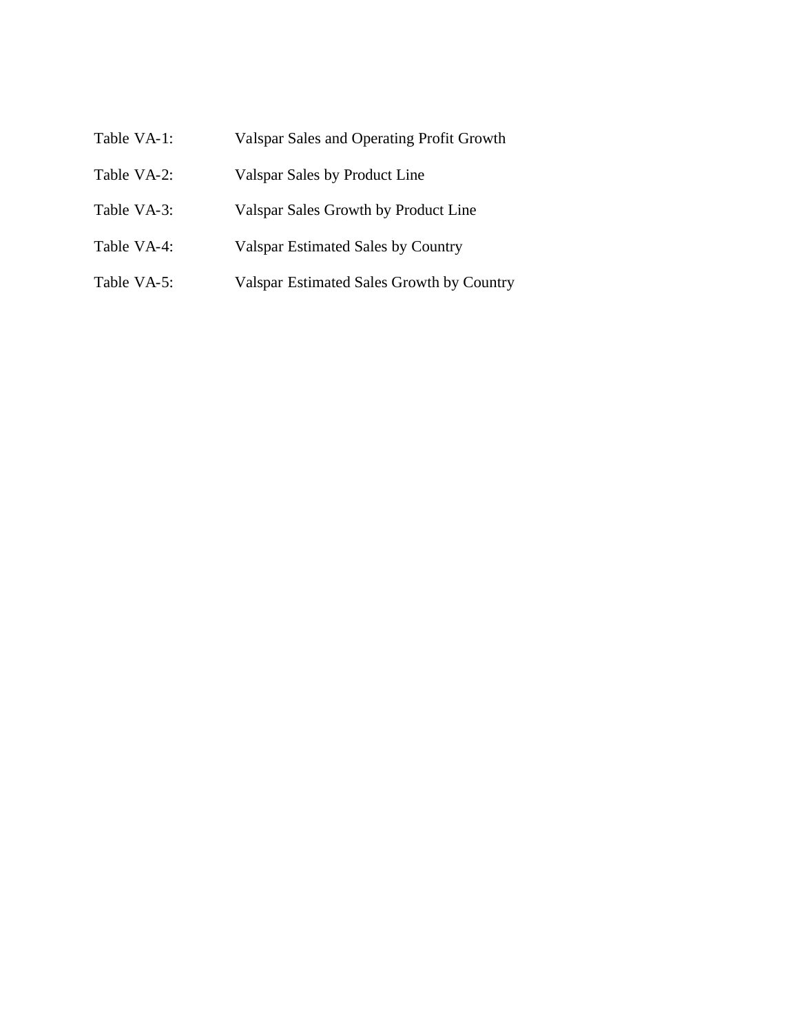Table VA-1: Valspar Sales and Operating Profit Growth

Table VA-2: Valspar Sales by Product Line

Table VA-3: Valspar Sales Growth by Product Line

Table VA-4: Valspar Estimated Sales by Country

Table VA-5: Valspar Estimated Sales Growth by Country